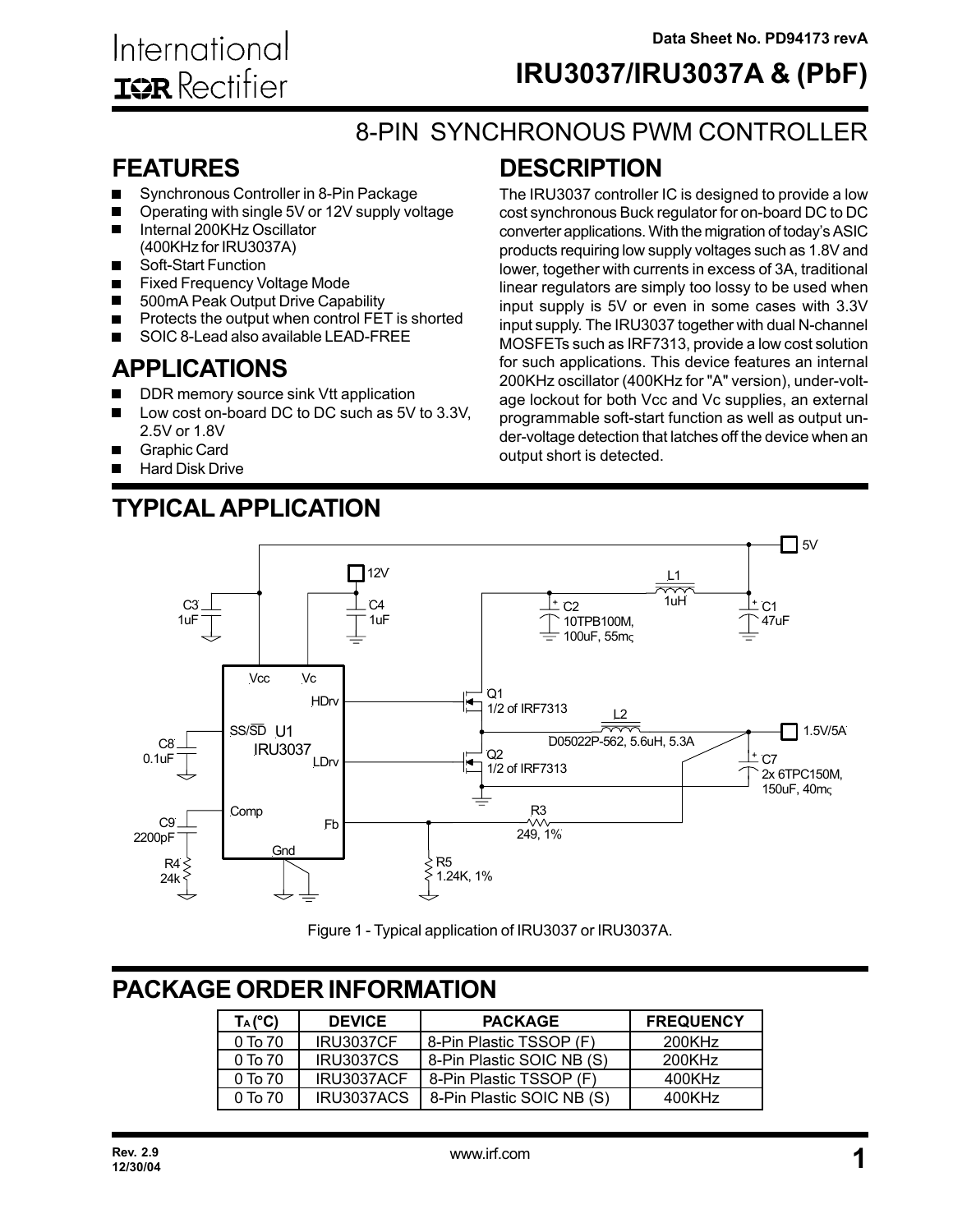Data Sheet No. PD94173 revA

International IOR Rectifier

# IRU3037/IRU3037A & (PbF)

## 8-PIN SYNCHRONOUS PWM CONTROLLER

## FEATURES

- Synchronous Controller in 8-Pin Package
- Operating with single 5V or 12V supply voltage
- Internal 200KHz Oscillator (400KHz for IRU3037A)
- Soft-Start Function
- Fixed Frequency Voltage Mode
- 500mA Peak Output Drive Capability
- Protects the output when control FET is shorted
- SOIC 8-Lead also available LEAD-FREE

## APPLICATIONS

- DDR memory source sink Vtt application
- Low cost on-board DC to DC such as 5V to 3.3V, 2.5V or 1.8V
- Graphic Card
- Hard Disk Drive

## DESCRIPTION

The IRU3037 controller IC is designed to provide a low cost synchronous Buck regulator for on-board DC to DC converter applications. With the migration of today's ASIC products requiring low supply voltages such as 1.8V and lower, together with currents in excess of 3A, traditional linear regulators are simply too lossy to be used when input supply is 5V or even in some cases with 3.3V input supply. The IRU3037 together with dual N-channel MOSFETs such as IRF7313, provide a low cost solution for such applications. This device features an internal 200KHz oscillator (400KHz for "A" version), under-voltage lockout for both Vcc and Vc supplies, an external programmable soft-start function as well as output under-voltage detection that latches off the device when an output short is detected.

## TYPICAL APPLICATION

Figure 1 - Typical application of IRU3037 or IRU3037A.

## PACKAGE ORDER INFORMATION

| $T_A$ (°C) | DEVICE | PACKAGE | FREQUENCY |
|---|---|---|---|
| 0 To 70 | IRU3037CF | 8-Pin Plastic TSSOP (F) | 200KHz |
| 0 To 70 | IRU3037CS | 8-Pin Plastic SOIC NB (S) | 200KHz |
| 0 To 70 | IRU3037ACF | 8-Pin Plastic TSSOP (F) | 400KHz |
| 0 To 70 | IRU3037ACS | 8-Pin Plastic SOIC NB (S) | 400KHz |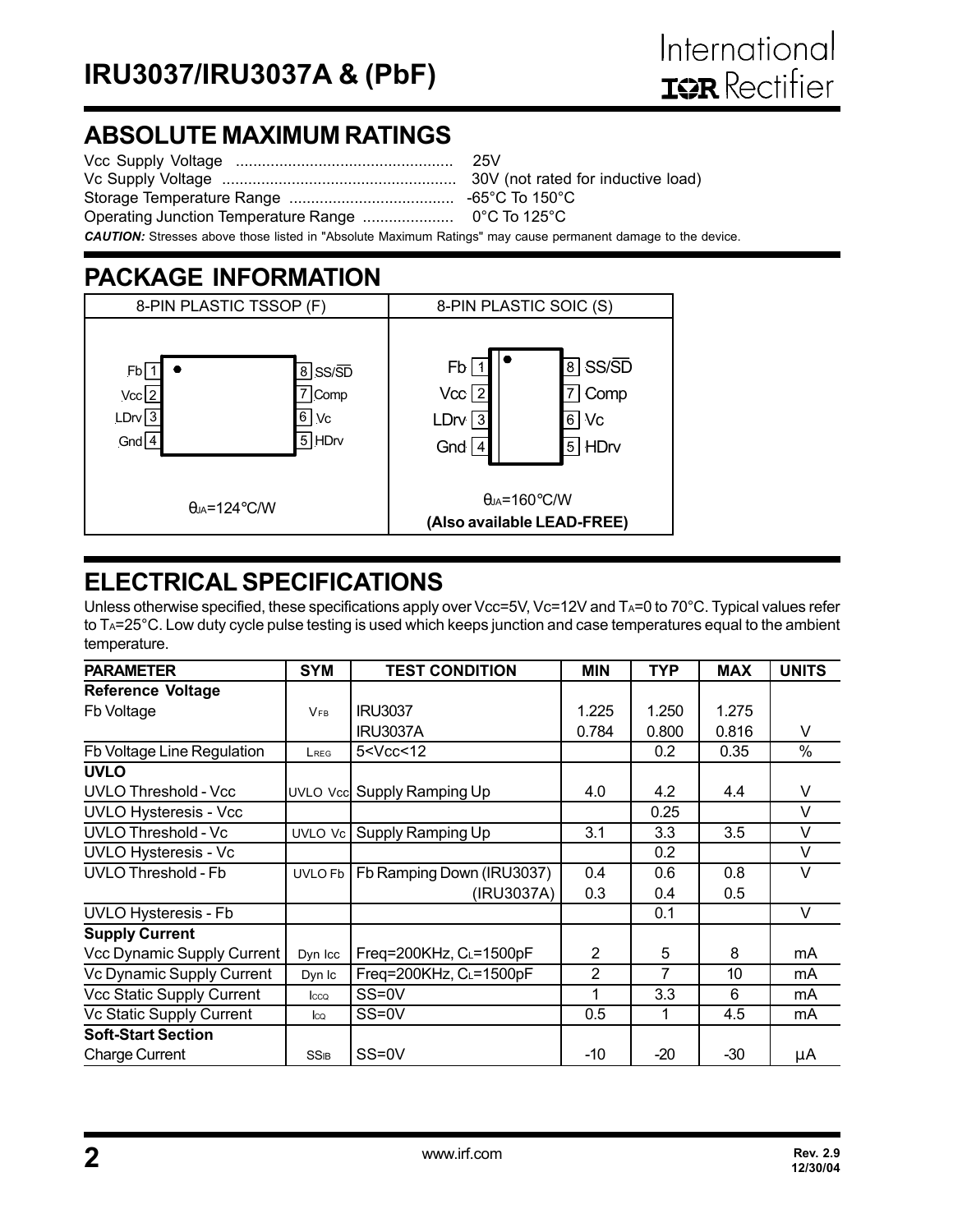## ABSOLUTE MAXIMUM RATINGS

Vcc Supply Voltage .................................................. 25V
Vc Supply Voltage ...................................................... 30V (not rated for inductive load)
Storage Temperature Range ...................................... -65°C To 150°C
Operating Junction Temperature Range ..................... 0°C To 125°C

***CAUTION:*** Stresses above those listed in "Absolute Maximum Ratings" may cause permanent damage to the device.

## PACKAGE INFORMATION

| 8-PIN PLASTIC TSSOP (F) | 8-PIN PLASTIC SOIC (S) |
|---|---|
| Fb 1, Vcc 2, LDrv 3, Gnd 4, 8 SS/$\overline{SD}$, 7 Comp, 6 Vc, 5 HDrv | Fb 1, Vcc 2, LDrv 3, Gnd 4, 8 SS/$\overline{SD}$, 7 Comp, 6 Vc, 5 HDrv |
| $\theta_{JA}$=124°C/W | $\theta_{JA}$=160°C/W **(Also available LEAD-FREE)** |

## ELECTRICAL SPECIFICATIONS

Unless otherwise specified, these specifications apply over Vcc=5V, Vc=12V and $T_A$=0 to 70°C. Typical values refer to $T_A$=25°C. Low duty cycle pulse testing is used which keeps junction and case temperatures equal to the ambient temperature.

| PARAMETER | SYM | TEST CONDITION | MIN | TYP | MAX | UNITS |
|---|---|---|---|---|---|---|
| **Reference Voltage** | | | | | | |
| Fb Voltage | $V_{FB}$ | IRU3037 | 1.225 | 1.250 | 1.275 | |
| | | IRU3037A | 0.784 | 0.800 | 0.816 | V |
| Fb Voltage Line Regulation | $L_{REG}$ | 5<Vcc<12 | | 0.2 | 0.35 | % |
| **UVLO** | | | | | | |
| UVLO Threshold - Vcc | UVLO Vcc | Supply Ramping Up | 4.0 | 4.2 | 4.4 | V |
| UVLO Hysteresis - Vcc | | | | 0.25 | | V |
| UVLO Threshold - Vc | UVLO Vc | Supply Ramping Up | 3.1 | 3.3 | 3.5 | V |
| UVLO Hysteresis - Vc | | | | 0.2 | | V |
| UVLO Threshold - Fb | UVLO Fb | Fb Ramping Down (IRU3037) | 0.4 | 0.6 | 0.8 | V |
| | | (IRU3037A) | 0.3 | 0.4 | 0.5 | |
| UVLO Hysteresis - Fb | | | | 0.1 | | V |
| **Supply Current** | | | | | | |
| Vcc Dynamic Supply Current | Dyn Icc | Freq=200KHz, $C_L$=1500pF | 2 | 5 | 8 | mA |
| Vc Dynamic Supply Current | Dyn Ic | Freq=200KHz, $C_L$=1500pF | 2 | 7 | 10 | mA |
| Vcc Static Supply Current | $I_{CCQ}$ | SS=0V | 1 | 3.3 | 6 | mA |
| Vc Static Supply Current | $I_{CQ}$ | SS=0V | 0.5 | 1 | 4.5 | mA |
| **Soft-Start Section** | | | | | | |
| Charge Current | $SS_{IB}$ | SS=0V | -10 | -20 | -30 | µA |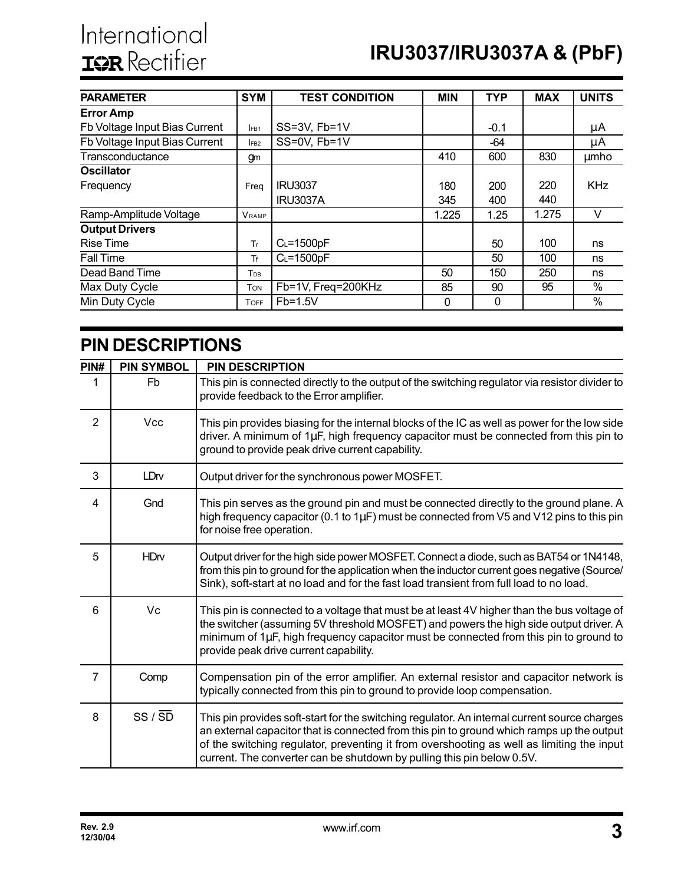| PARAMETER | SYM | TEST CONDITION | MIN | TYP | MAX | UNITS |
|---|---|---|---|---|---|---|
| **Error Amp** | | | | | | |
| Fb Voltage Input Bias Current | $I_{FB1}$ | SS=3V, Fb=1V | | -0.1 | | µA |
| Fb Voltage Input Bias Current | $I_{FB2}$ | SS=0V, Fb=1V | | -64 | | µA |
| Transconductance | gm | | 410 | 600 | 830 | µmho |
| **Oscillator** | | | | | | |
| Frequency | Freq | IRU3037 | 180 | 200 | 220 | KHz |
| | | IRU3037A | 345 | 400 | 440 | |
| Ramp-Amplitude Voltage | $V_{RAMP}$ | | 1.225 | 1.25 | 1.275 | V |
| **Output Drivers** | | | | | | |
| Rise Time | Tr | $C_L$=1500pF | | 50 | 100 | ns |
| Fall Time | Tf | $C_L$=1500pF | | 50 | 100 | ns |
| Dead Band Time | $T_{DB}$ | | 50 | 150 | 250 | ns |
| Max Duty Cycle | $T_{ON}$ | Fb=1V, Freq=200KHz | 85 | 90 | 95 | % |
| Min Duty Cycle | $T_{OFF}$ | Fb=1.5V | 0 | 0 | | % |

## PIN DESCRIPTIONS

| PIN# | PIN SYMBOL | PIN DESCRIPTION |
|---|---|---|
| 1 | Fb | This pin is connected directly to the output of the switching regulator via resistor divider to provide feedback to the Error amplifier. |
| 2 | Vcc | This pin provides biasing for the internal blocks of the IC as well as power for the low side driver. A minimum of 1µF, high frequency capacitor must be connected from this pin to ground to provide peak drive current capability. |
| 3 | LDrv | Output driver for the synchronous power MOSFET. |
| 4 | Gnd | This pin serves as the ground pin and must be connected directly to the ground plane. A high frequency capacitor (0.1 to 1µF) must be connected from V5 and V12 pins to this pin for noise free operation. |
| 5 | HDrv | Output driver for the high side power MOSFET. Connect a diode, such as BAT54 or 1N4148, from this pin to ground for the application when the inductor current goes negative (Source/Sink), soft-start at no load and for the fast load transient from full load to no load. |
| 6 | Vc | This pin is connected to a voltage that must be at least 4V higher than the bus voltage of the switcher (assuming 5V threshold MOSFET) and powers the high side output driver. A minimum of 1µF, high frequency capacitor must be connected from this pin to ground to provide peak drive current capability. |
| 7 | Comp | Compensation pin of the error amplifier. An external resistor and capacitor network is typically connected from this pin to ground to provide loop compensation. |
| 8 | SS / $\overline{SD}$ | This pin provides soft-start for the switching regulator. An internal current source charges an external capacitor that is connected from this pin to ground which ramps up the output of the switching regulator, preventing it from overshooting as well as limiting the input current. The converter can be shutdown by pulling this pin below 0.5V. |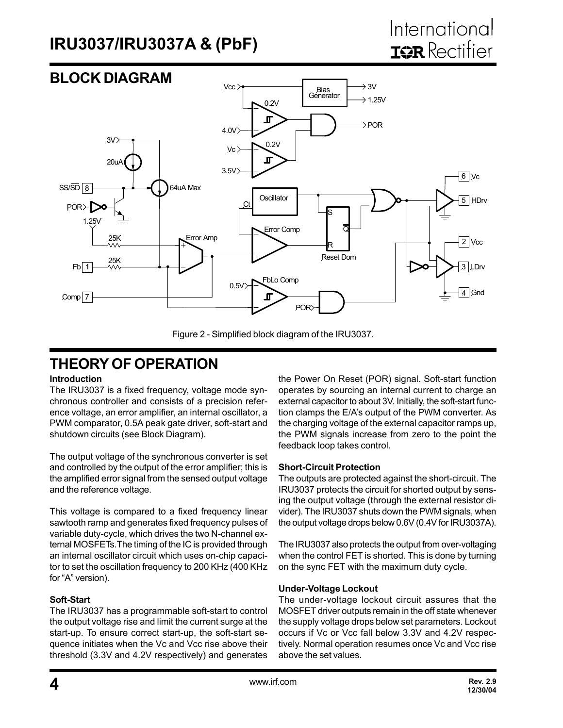## BLOCK DIAGRAM

Figure 2 - Simplified block diagram of the IRU3037.

## THEORY OF OPERATION

### Introduction

The IRU3037 is a fixed frequency, voltage mode synchronous controller and consists of a precision reference voltage, an error amplifier, an internal oscillator, a PWM comparator, 0.5A peak gate driver, soft-start and shutdown circuits (see Block Diagram).

The output voltage of the synchronous converter is set and controlled by the output of the error amplifier; this is the amplified error signal from the sensed output voltage and the reference voltage.

This voltage is compared to a fixed frequency linear sawtooth ramp and generates fixed frequency pulses of variable duty-cycle, which drives the two N-channel external MOSFETs.The timing of the IC is provided through an internal oscillator circuit which uses on-chip capacitor to set the oscillation frequency to 200 KHz (400 KHz for "A" version).

### Soft-Start

The IRU3037 has a programmable soft-start to control the output voltage rise and limit the current surge at the start-up. To ensure correct start-up, the soft-start sequence initiates when the Vc and Vcc rise above their threshold (3.3V and 4.2V respectively) and generates the Power On Reset (POR) signal. Soft-start function operates by sourcing an internal current to charge an external capacitor to about 3V. Initially, the soft-start function clamps the E/A's output of the PWM converter. As the charging voltage of the external capacitor ramps up, the PWM signals increase from zero to the point the feedback loop takes control.

### Short-Circuit Protection

The outputs are protected against the short-circuit. The IRU3037 protects the circuit for shorted output by sensing the output voltage (through the external resistor divider). The IRU3037 shuts down the PWM signals, when the output voltage drops below 0.6V (0.4V for IRU3037A).

The IRU3037 also protects the output from over-voltaging when the control FET is shorted. This is done by turning on the sync FET with the maximum duty cycle.

### Under-Voltage Lockout

The under-voltage lockout circuit assures that the MOSFET driver outputs remain in the off state whenever the supply voltage drops below set parameters. Lockout occurs if Vc or Vcc fall below 3.3V and 4.2V respectively. Normal operation resumes once Vc and Vcc rise above the set values.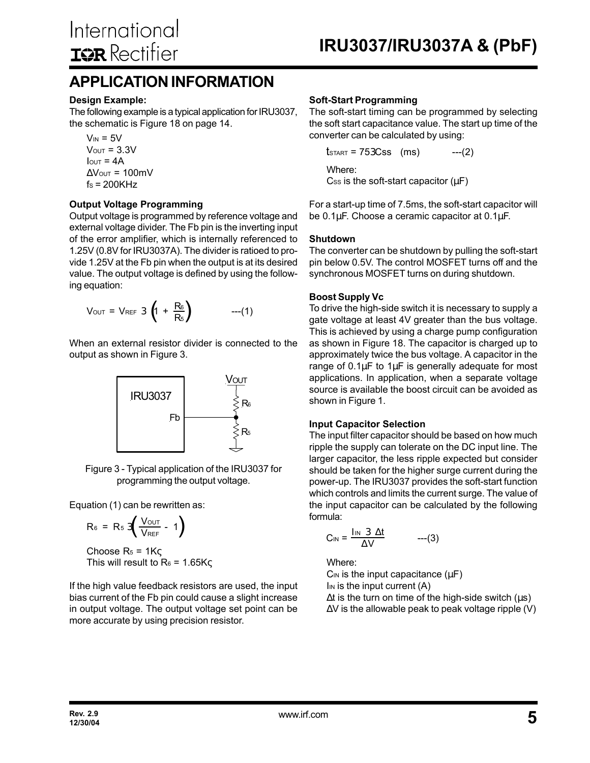## APPLICATION INFORMATION

**Design Example:**

The following example is a typical application for IRU3037, the schematic is Figure 18 on page 14.

$V_{IN} = 5V$
$V_{OUT} = 3.3V$
$I_{OUT} = 4A$
$\Delta V_{OUT} = 100mV$
$f_S = 200KHz$

**Output Voltage Programming**

Output voltage is programmed by reference voltage and external voltage divider. The Fb pin is the inverting input of the error amplifier, which is internally referenced to 1.25V (0.8V for IRU3037A). The divider is ratioed to provide 1.25V at the Fb pin when the output is at its desired value. The output voltage is defined by using the following equation:

$$V_{OUT} = V_{REF} \times \left(1 + \frac{R_6}{R_5}\right) \qquad \text{---(1)}$$

When an external resistor divider is connected to the output as shown in Figure 3.

Figure 3 - Typical application of the IRU3037 for programming the output voltage.

Equation (1) can be rewritten as:

$$R_6 = R_5 \times \left(\frac{V_{OUT}}{V_{REF}} - 1\right)$$

Choose $R_5 = 1K\Omega$
This will result to $R_6 = 1.65K\Omega$

If the high value feedback resistors are used, the input bias current of the Fb pin could cause a slight increase in output voltage. The output voltage set point can be more accurate by using precision resistor.

**Soft-Start Programming**

The soft-start timing can be programmed by selecting the soft start capacitance value. The start up time of the converter can be calculated by using:

$$t_{START} \cong 75 \times C_{SS} \quad \text{(ms)} \qquad \text{---(2)}$$

Where:
$C_{SS}$ is the soft-start capacitor (µF)

For a start-up time of 7.5ms, the soft-start capacitor will be 0.1µF. Choose a ceramic capacitor at 0.1µF.

**Shutdown**

The converter can be shutdown by pulling the soft-start pin below 0.5V. The control MOSFET turns off and the synchronous MOSFET turns on during shutdown.

**Boost Supply Vc**

To drive the high-side switch it is necessary to supply a gate voltage at least 4V greater than the bus voltage. This is achieved by using a charge pump configuration as shown in Figure 18. The capacitor is charged up to approximately twice the bus voltage. A capacitor in the range of 0.1µF to 1µF is generally adequate for most applications. In application, when a separate voltage source is available the boost circuit can be avoided as shown in Figure 1.

**Input Capacitor Selection**

The input filter capacitor should be based on how much ripple the supply can tolerate on the DC input line. The larger capacitor, the less ripple expected but consider should be taken for the higher surge current during the power-up. The IRU3037 provides the soft-start function which controls and limits the current surge. The value of the input capacitor can be calculated by the following formula:

$$C_{IN} = \frac{I_{IN} \times \Delta t}{\Delta V} \qquad \text{---(3)}$$

Where:
$C_{IN}$ is the input capacitance (µF)
$I_{IN}$ is the input current (A)
$\Delta t$ is the turn on time of the high-side switch (µs)
$\Delta V$ is the allowable peak to peak voltage ripple (V)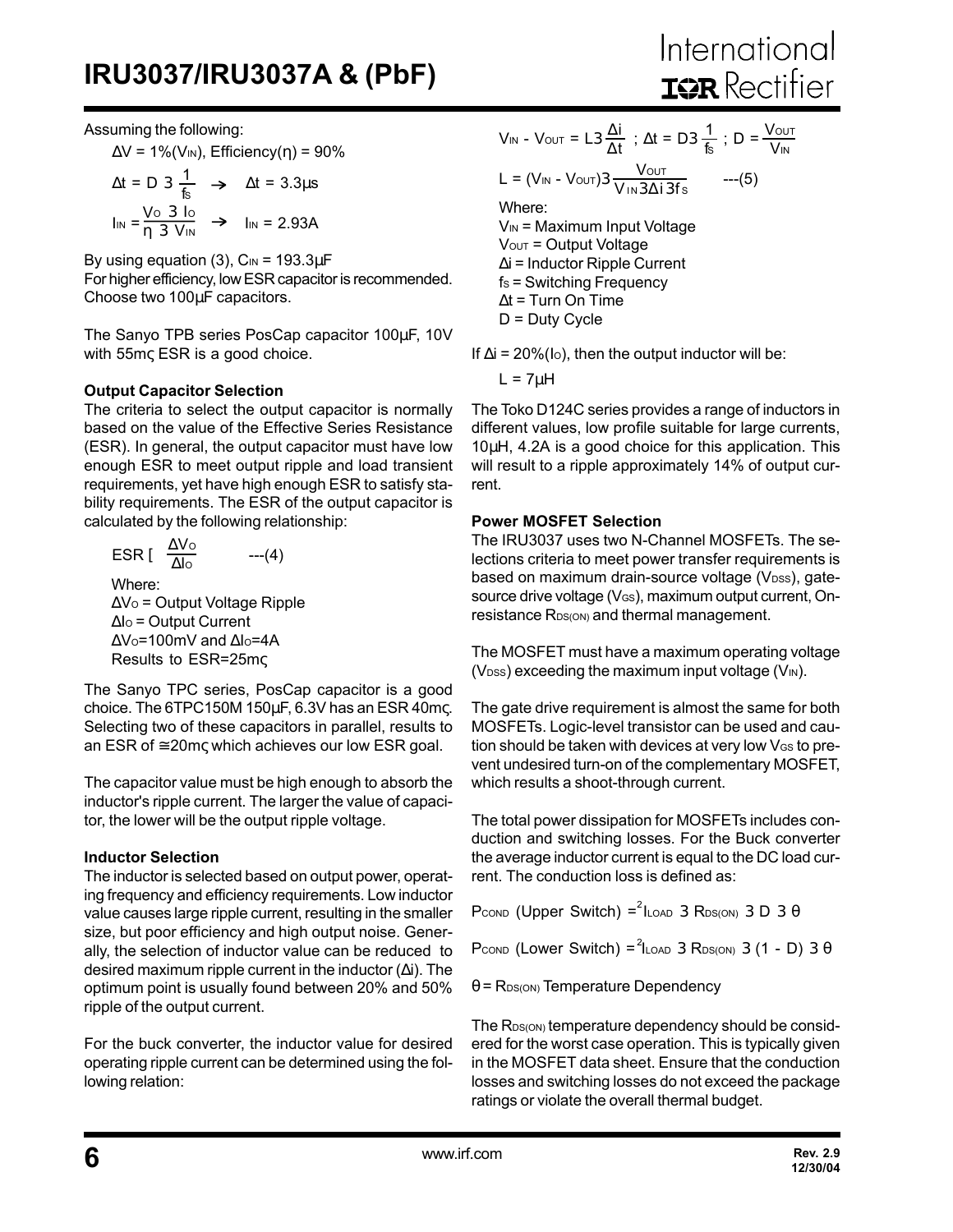Assuming the following:

$\Delta V = 1\%(V_{IN})$, Efficiency($\eta$) = 90%

$$\Delta t = D \times \frac{1}{f_S} \rightarrow \Delta t = 3.3\mu s$$

$$I_{IN} = \frac{V_O \times I_O}{\eta \times V_{IN}} \rightarrow I_{IN} = 2.93A$$

By using equation (3), $C_{IN} = 193.3\mu F$

For higher efficiency, low ESR capacitor is recommended. Choose two 100µF capacitors.

The Sanyo TPB series PosCap capacitor 100µF, 10V with 55mΩ ESR is a good choice.

**Output Capacitor Selection**

The criteria to select the output capacitor is normally based on the value of the Effective Series Resistance (ESR). In general, the output capacitor must have low enough ESR to meet output ripple and load transient requirements, yet have high enough ESR to satisfy stability requirements. The ESR of the output capacitor is calculated by the following relationship:

$$ESR \leq \frac{\Delta V_O}{\Delta I_O} \quad \text{---(4)}$$

Where:

$\Delta V_O$ = Output Voltage Ripple

$\Delta I_O$ = Output Current

$\Delta V_O$=100mV and $\Delta I_O$=4A

Results to ESR=25mΩ

The Sanyo TPC series, PosCap capacitor is a good choice. The 6TPC150M 150µF, 6.3V has an ESR 40mΩ. Selecting two of these capacitors in parallel, results to an ESR of ≅20mΩ which achieves our low ESR goal.

The capacitor value must be high enough to absorb the inductor's ripple current. The larger the value of capacitor, the lower will be the output ripple voltage.

**Inductor Selection**

The inductor is selected based on output power, operating frequency and efficiency requirements. Low inductor value causes large ripple current, resulting in the smaller size, but poor efficiency and high output noise. Generally, the selection of inductor value can be reduced to desired maximum ripple current in the inductor ($\Delta i$). The optimum point is usually found between 20% and 50% ripple of the output current.

For the buck converter, the inductor value for desired operating ripple current can be determined using the following relation:

$$V_{IN} - V_{OUT} = L \times \frac{\Delta i}{\Delta t} \;;\; \Delta t = D \times \frac{1}{f_S} \;;\; D = \frac{V_{OUT}}{V_{IN}}$$

$$L = (V_{IN} - V_{OUT}) \times \frac{V_{OUT}}{V_{IN} \times \Delta i \times f_S} \quad \text{---(5)}$$

Where:

$V_{IN}$ = Maximum Input Voltage

$V_{OUT}$ = Output Voltage

$\Delta i$ = Inductor Ripple Current

$f_S$ = Switching Frequency

$\Delta t$ = Turn On Time

D = Duty Cycle

If $\Delta i = 20\%(I_O)$, then the output inductor will be:

$L = 7\mu H$

The Toko D124C series provides a range of inductors in different values, low profile suitable for large currents, 10µH, 4.2A is a good choice for this application. This will result to a ripple approximately 14% of output current.

**Power MOSFET Selection**

The IRU3037 uses two N-Channel MOSFETs. The selections criteria to meet power transfer requirements is based on maximum drain-source voltage ($V_{DSS}$), gate-source drive voltage ($V_{GS}$), maximum output current, On-resistance $R_{DS(ON)}$ and thermal management.

The MOSFET must have a maximum operating voltage ($V_{DSS}$) exceeding the maximum input voltage ($V_{IN}$).

The gate drive requirement is almost the same for both MOSFETs. Logic-level transistor can be used and caution should be taken with devices at very low $V_{GS}$ to prevent undesired turn-on of the complementary MOSFET, which results a shoot-through current.

The total power dissipation for MOSFETs includes conduction and switching losses. For the Buck converter the average inductor current is equal to the DC load current. The conduction loss is defined as:

$$P_{COND}\text{ (Upper Switch)} = I_{LOAD}^2 \times R_{DS(ON)} \times D \times \theta$$

$$P_{COND}\text{ (Lower Switch)} = I_{LOAD}^2 \times R_{DS(ON)} \times (1 - D) \times \theta$$

$\theta = R_{DS(ON)}$ Temperature Dependency

The $R_{DS(ON)}$ temperature dependency should be considered for the worst case operation. This is typically given in the MOSFET data sheet. Ensure that the conduction losses and switching losses do not exceed the package ratings or violate the overall thermal budget.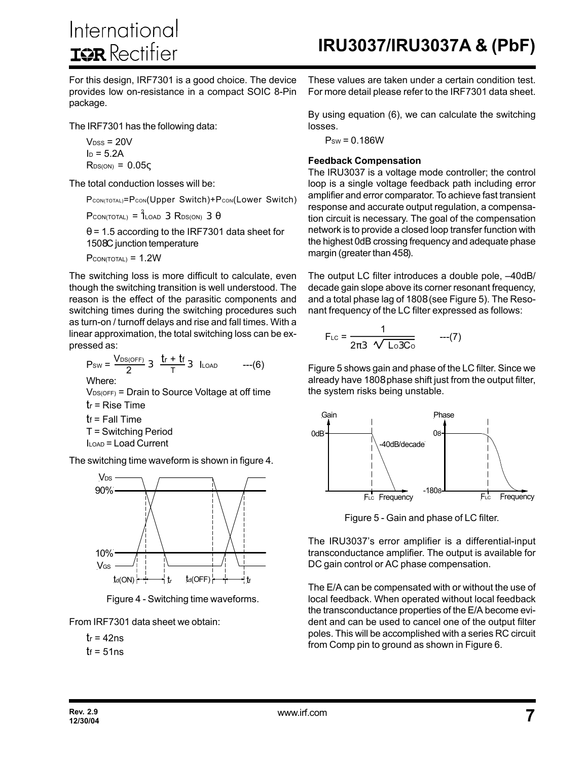For this design, IRF7301 is a good choice. The device provides low on-resistance in a compact SOIC 8-Pin package.

The IRF7301 has the following data:

$V_{DSS} = 20V$
$I_D = 5.2A$
$R_{DS(ON)} = 0.05\Omega$

The total conduction losses will be:

$P_{CON(TOTAL)} = P_{CON}(\text{Upper Switch}) + P_{CON}(\text{Lower Switch})$

$P_{CON(TOTAL)} = I_{LOAD}^2 \times R_{DS(ON)} \times \vartheta$

$\vartheta = 1.5$ according to the IRF7301 data sheet for 150°C junction temperature

$P_{CON(TOTAL)} = 1.2W$

The switching loss is more difficult to calculate, even though the switching transition is well understood. The reason is the effect of the parasitic components and switching times during the switching procedures such as turn-on / turnoff delays and rise and fall times. With a linear approximation, the total switching loss can be expressed as:

$$P_{SW} = \frac{V_{DS(OFF)}}{2} \times \frac{t_r + t_f}{T} \times I_{LOAD} \quad \text{---(6)}$$

Where:

$V_{DS(OFF)}$ = Drain to Source Voltage at off time
$t_r$ = Rise Time
$t_f$ = Fall Time
T = Switching Period
$I_{LOAD}$ = Load Current

The switching time waveform is shown in figure 4.

Figure 4 - Switching time waveforms.

From IRF7301 data sheet we obtain:

$t_r = 42ns$
$t_f = 51ns$

These values are taken under a certain condition test. For more detail please refer to the IRF7301 data sheet.

By using equation (6), we can calculate the switching losses.

$P_{SW} = 0.186W$

**Feedback Compensation**

The IRU3037 is a voltage mode controller; the control loop is a single voltage feedback path including error amplifier and error comparator. To achieve fast transient response and accurate output regulation, a compensation circuit is necessary. The goal of the compensation network is to provide a closed loop transfer function with the highest 0dB crossing frequency and adequate phase margin (greater than 45°).

The output LC filter introduces a double pole, –40dB/decade gain slope above its corner resonant frequency, and a total phase lag of 180° (see Figure 5). The Resonant frequency of the LC filter expressed as follows:

$$F_{LC} = \frac{1}{2\pi \times \sqrt{L_O \times C_O}} \quad \text{---(7)}$$

Figure 5 shows gain and phase of the LC filter. Since we already have 180° phase shift just from the output filter, the system risks being unstable.

Figure 5 - Gain and phase of LC filter.

The IRU3037's error amplifier is a differential-input transconductance amplifier. The output is available for DC gain control or AC phase compensation.

The E/A can be compensated with or without the use of local feedback. When operated without local feedback the transconductance properties of the E/A become evident and can be used to cancel one of the output filter poles. This will be accomplished with a series RC circuit from Comp pin to ground as shown in Figure 6.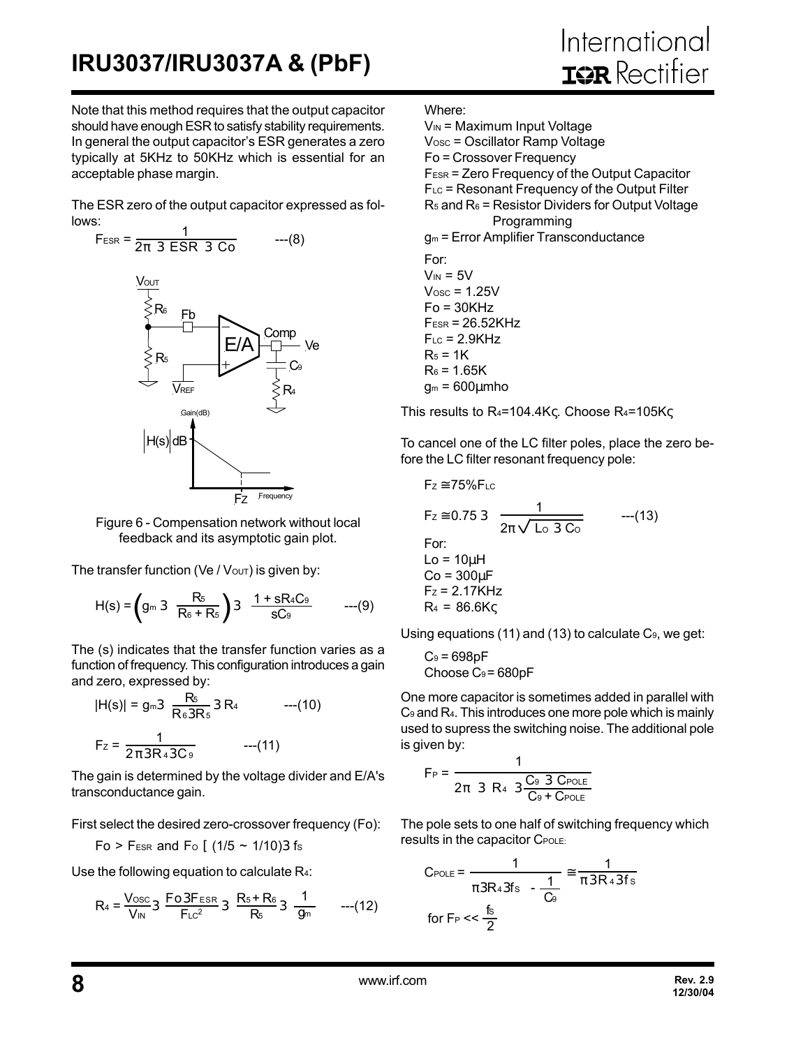Note that this method requires that the output capacitor should have enough ESR to satisfy stability requirements. In general the output capacitor's ESR generates a zero typically at 5KHz to 50KHz which is essential for an acceptable phase margin.

The ESR zero of the output capacitor expressed as follows:

$$F_{ESR} = \frac{1}{2\pi \times ESR \times Co} \qquad \text{---(8)}$$

Figure 6 - Compensation network without local feedback and its asymptotic gain plot.

The transfer function ($Ve / V_{OUT}$) is given by:

$$H(s) = \left(g_m \times \frac{R_5}{R_6 + R_5}\right) \times \frac{1 + sR_4C_9}{sC_9} \qquad \text{---(9)}$$

The (s) indicates that the transfer function varies as a function of frequency. This configuration introduces a gain and zero, expressed by:

$$|H(s)| = g_m \times \frac{R_5}{R_6 + R_5} \times R_4 \qquad \text{---(10)}$$

$$F_Z = \frac{1}{2\pi \times R_4 \times C_9} \qquad \text{---(11)}$$

The gain is determined by the voltage divider and E/A's transconductance gain.

First select the desired zero-crossover frequency (Fo):

$Fo > F_{ESR}$ and $F_O \leq (1/5 \sim 1/10) \times f_S$

Use the following equation to calculate $R_4$:

$$R_4 = \frac{V_{OSC}}{V_{IN}} \times \frac{Fo \times F_{ESR}}{F_{LC}^2} \times \frac{R_5 + R_6}{R_5} \times \frac{1}{g_m} \qquad \text{---(12)}$$

Where:

$V_{IN}$ = Maximum Input Voltage
$V_{OSC}$ = Oscillator Ramp Voltage
Fo = Crossover Frequency
$F_{ESR}$ = Zero Frequency of the Output Capacitor
$F_{LC}$ = Resonant Frequency of the Output Filter
$R_5$ and $R_6$ = Resistor Dividers for Output Voltage Programming
$g_m$ = Error Amplifier Transconductance

For:

$V_{IN}$ = 5V
$V_{OSC}$ = 1.25V
Fo = 30KHz
$F_{ESR}$ = 26.52KHz
$F_{LC}$ = 2.9KHz
$R_5$ = 1K
$R_6$ = 1.65K
$g_m$ = 600μmho

This results to $R_4$=104.4KΩ. Choose $R_4$=105KΩ

To cancel one of the LC filter poles, place the zero before the LC filter resonant frequency pole:

$F_Z \cong 75\% F_{LC}$

$$F_Z \cong 0.75 \times \frac{1}{2\pi\sqrt{L_O \times C_O}} \qquad \text{---(13)}$$

For:

Lo = 10μH
Co = 300μF
$F_Z$ = 2.17KHz
$R_4$ = 86.6KΩ

Using equations (11) and (13) to calculate $C_9$, we get:

$C_9$ = 698pF
Choose $C_9$ = 680pF

One more capacitor is sometimes added in parallel with $C_9$ and $R_4$. This introduces one more pole which is mainly used to supress the switching noise. The additional pole is given by:

$$F_P = \frac{1}{2\pi \times R_4 \times \frac{C_9 \times C_{POLE}}{C_9 + C_{POLE}}}$$

The pole sets to one half of switching frequency which results in the capacitor $C_{POLE}$:

$$C_{POLE} = \frac{1}{\pi \times R_4 \times f_S - \frac{1}{C_9}} \cong \frac{1}{\pi \times R_4 \times f_S}$$

for $F_P << \frac{f_S}{2}$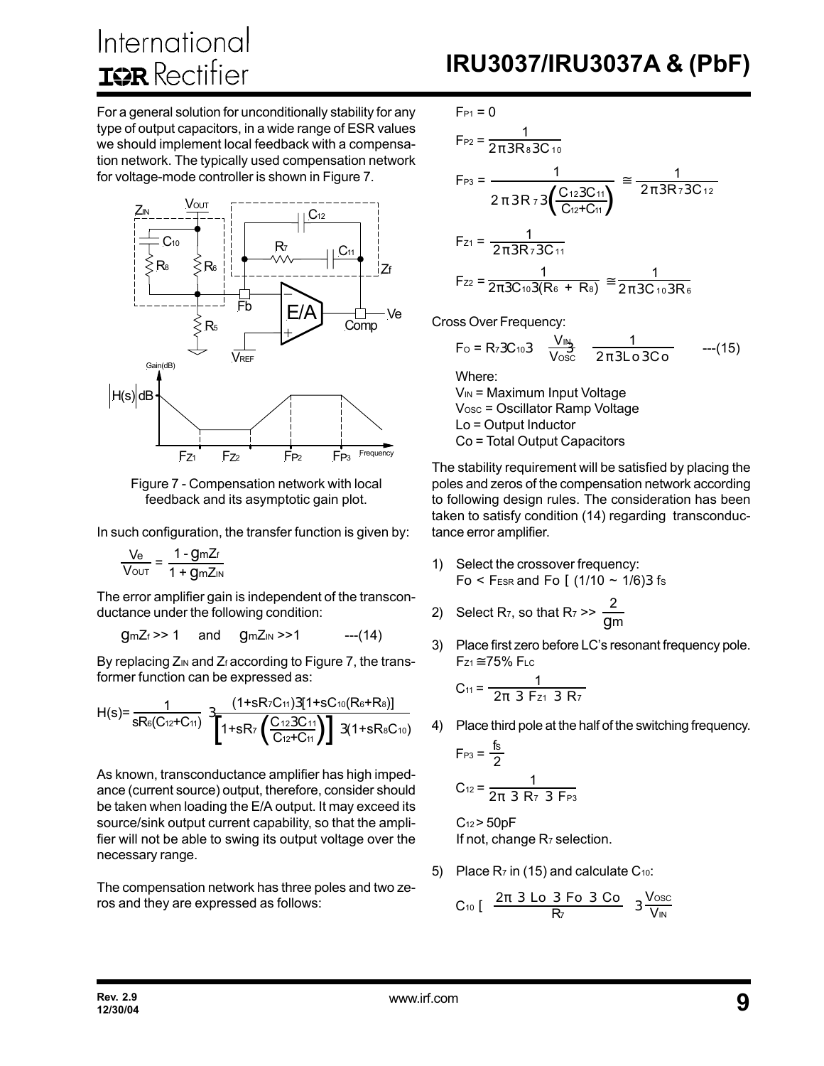For a general solution for unconditionally stability for any type of output capacitors, in a wide range of ESR values we should implement local feedback with a compensation network. The typically used compensation network for voltage-mode controller is shown in Figure 7.

Figure 7 - Compensation network with local feedback and its asymptotic gain plot.

In such configuration, the transfer function is given by:

$$\frac{V_e}{V_{OUT}} = \frac{1 - g_m Z_f}{1 + g_m Z_{IN}}$$

The error amplifier gain is independent of the transconductance under the following condition:

$$g_m Z_f >> 1 \quad \text{and} \quad g_m Z_{IN} >> 1 \qquad \text{---(14)}$$

By replacing $Z_{IN}$ and $Z_f$ according to Figure 7, the transformer function can be expressed as:

$$H(s) = \frac{1}{sR_6(C_{12}+C_{11})} \times \frac{(1+sR_7C_{11}) \times [1+sC_{10}(R_6+R_8)]}{\left[1+sR_7\left(\frac{C_{12} \times C_{11}}{C_{12}+C_{11}}\right)\right] \times (1+sR_8C_{10})}$$

As known, transconductance amplifier has high impedance (current source) output, therefore, consider should be taken when loading the E/A output. It may exceed its source/sink output current capability, so that the amplifier will not be able to swing its output voltage over the necessary range.

The compensation network has three poles and two zeros and they are expressed as follows:

$$F_{P1} = 0$$

$$F_{P2} = \frac{1}{2\pi \times R_8 \times C_{10}}$$

$$F_{P3} = \frac{1}{2\pi \times R_7 \times \left(\frac{C_{12} \times C_{11}}{C_{12}+C_{11}}\right)} \cong \frac{1}{2\pi \times R_7 \times C_{12}}$$

$$F_{Z1} = \frac{1}{2\pi \times R_7 \times C_{11}}$$

$$F_{Z2} = \frac{1}{2\pi \times C_{10} \times (R_6 + R_8)} \cong \frac{1}{2\pi \times C_{10} \times R_6}$$

Cross Over Frequency:

$$F_O = R_7 \times C_{10} \times \frac{V_{IN}}{V_{OSC}} \times \frac{1}{2\pi \times L_o \times C_o} \qquad \text{---(15)}$$

Where:

$V_{IN}$ = Maximum Input Voltage
$V_{OSC}$ = Oscillator Ramp Voltage
Lo = Output Inductor
Co = Total Output Capacitors

The stability requirement will be satisfied by placing the poles and zeros of the compensation network according to following design rules. The consideration has been taken to satisfy condition (14) regarding transconductance error amplifier.

1) Select the crossover frequency:
$F_O < F_{ESR}$ and $F_O \leq (1/10 \sim 1/6) \times f_S$

2) Select $R_7$, so that $R_7 >> \frac{2}{g_m}$

3) Place first zero before LC's resonant frequency pole.
$F_{Z1} \cong 75\%\ F_{LC}$

$$C_{11} = \frac{1}{2\pi \times F_{Z1} \times R_7}$$

4) Place third pole at the half of the switching frequency.

$$F_{P3} = \frac{f_S}{2}$$

$$C_{12} = \frac{1}{2\pi \times R_7 \times F_{P3}}$$

$C_{12} > 50pF$
If not, change $R_7$ selection.

5) Place $R_7$ in (15) and calculate $C_{10}$:

$$C_{10} \leq \frac{2\pi \times L_o \times F_o \times C_o}{R_7} \times \frac{V_{OSC}}{V_{IN}}$$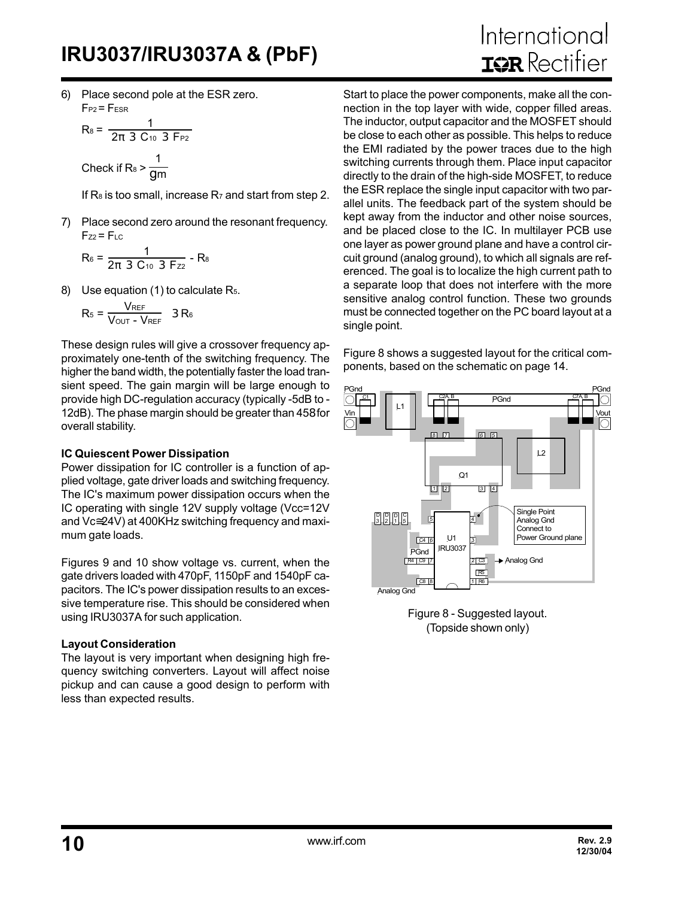6) Place second pole at the ESR zero.

$$F_{P2} = F_{ESR}$$

$$R_8 = \frac{1}{2\pi \times C_{10} \times F_{P2}}$$

Check if $R_8 > \frac{1}{gm}$

If $R_8$ is too small, increase $R_7$ and start from step 2.

7) Place second zero around the resonant frequency.

$$F_{Z2} = F_{LC}$$

$$R_6 = \frac{1}{2\pi \times C_{10} \times F_{Z2}} - R_8$$

8) Use equation (1) to calculate $R_5$.

$$R_5 = \frac{V_{REF}}{V_{OUT} - V_{REF}} \times R_6$$

These design rules will give a crossover frequency approximately one-tenth of the switching frequency. The higher the band width, the potentially faster the load transient speed. The gain margin will be large enough to provide high DC-regulation accuracy (typically -5dB to -12dB). The phase margin should be greater than 45° for overall stability.

**IC Quiescent Power Dissipation**

Power dissipation for IC controller is a function of applied voltage, gate driver loads and switching frequency. The IC's maximum power dissipation occurs when the IC operating with single 12V supply voltage (Vcc=12V and Vc≅24V) at 400KHz switching frequency and maximum gate loads.

Figures 9 and 10 show voltage vs. current, when the gate drivers loaded with 470pF, 1150pF and 1540pF capacitors. The IC's power dissipation results to an excessive temperature rise. This should be considered when using IRU3037A for such application.

**Layout Consideration**

The layout is very important when designing high frequency switching converters. Layout will affect noise pickup and can cause a good design to perform with less than expected results.

Start to place the power components, make all the connection in the top layer with wide, copper filled areas. The inductor, output capacitor and the MOSFET should be close to each other as possible. This helps to reduce the EMI radiated by the power traces due to the high switching currents through them. Place input capacitor directly to the drain of the high-side MOSFET, to reduce the ESR replace the single input capacitor with two parallel units. The feedback part of the system should be kept away from the inductor and other noise sources, and be placed close to the IC. In multilayer PCB use one layer as power ground plane and have a control circuit ground (analog ground), to which all signals are referenced. The goal is to localize the high current path to a separate loop that does not interfere with the more sensitive analog control function. These two grounds must be connected together on the PC board layout at a single point.

Figure 8 shows a suggested layout for the critical components, based on the schematic on page 14.

Figure 8 - Suggested layout. (Topside shown only)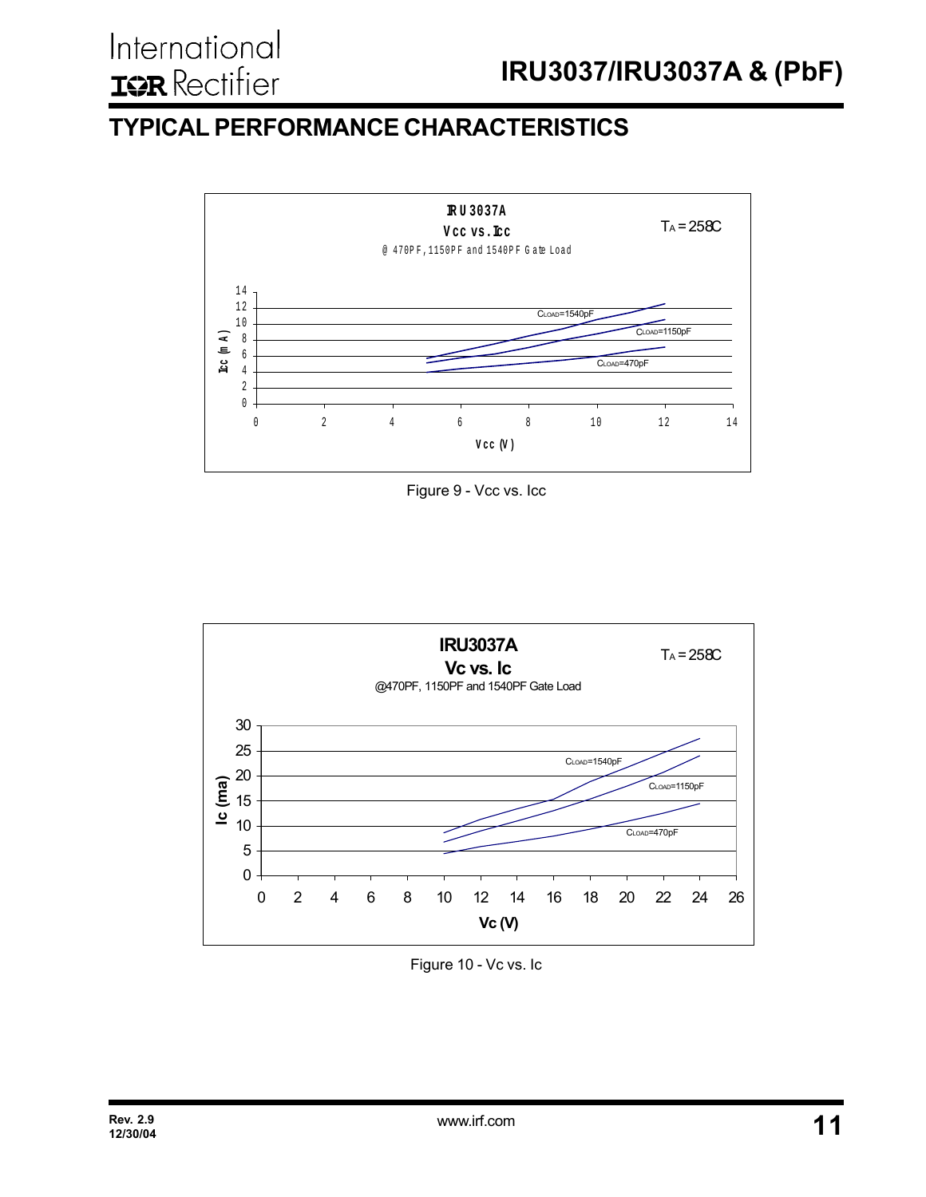## TYPICAL PERFORMANCE CHARACTERISTICS

IRU3037A
Vcc vs. Icc
@ 470PF, 1150PF and 1540PF Gate Load

$T_A = 25$8C

Figure 9 - Vcc vs. Icc

IRU3037A
Vc vs. Ic
@470PF, 1150PF and 1540PF Gate Load

$T_A = 25$8C

Figure 10 - Vc vs. Ic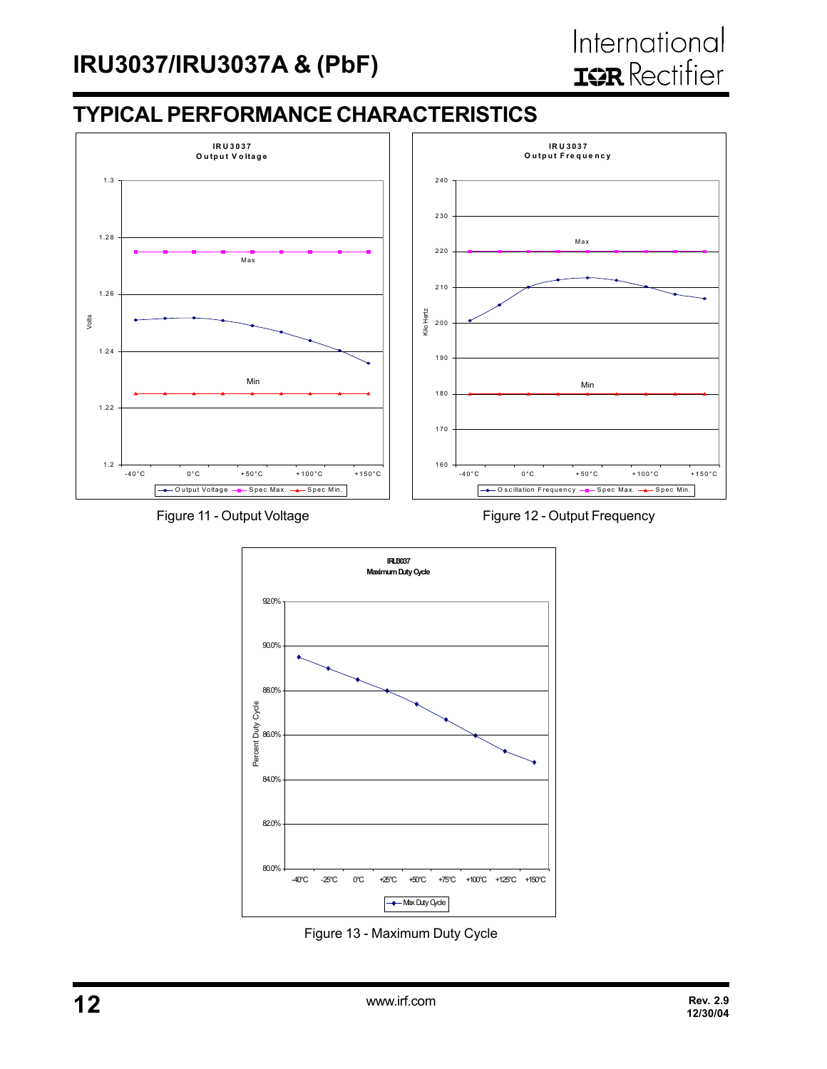## TYPICAL PERFORMANCE CHARACTERISTICS

Figure 11 - Output Voltage

Figure 12 - Output Frequency

Figure 13 - Maximum Duty Cycle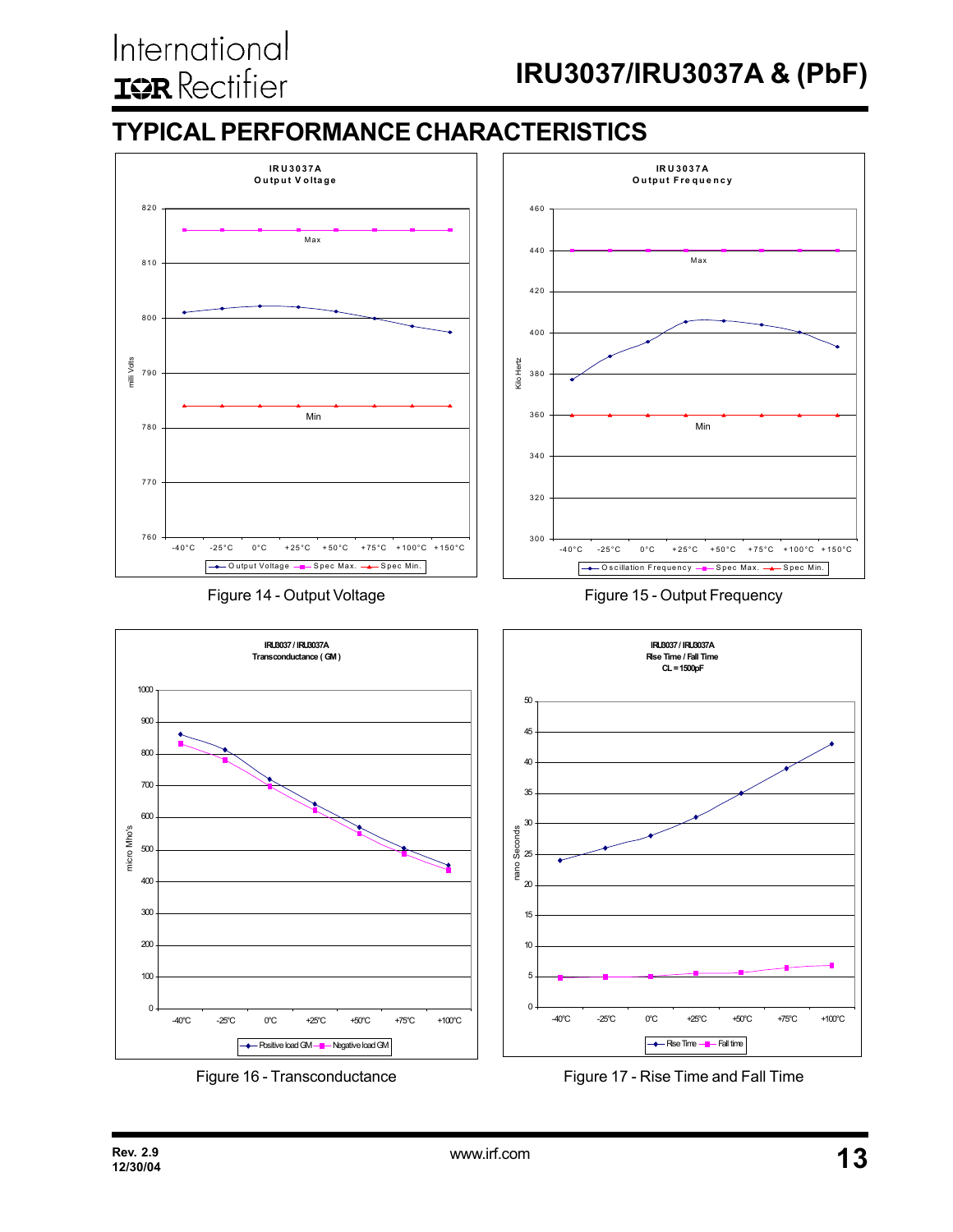## TYPICAL PERFORMANCE CHARACTERISTICS

Figure 14 - Output Voltage

Figure 15 - Output Frequency

Figure 16 - Transconductance

Figure 17 - Rise Time and Fall Time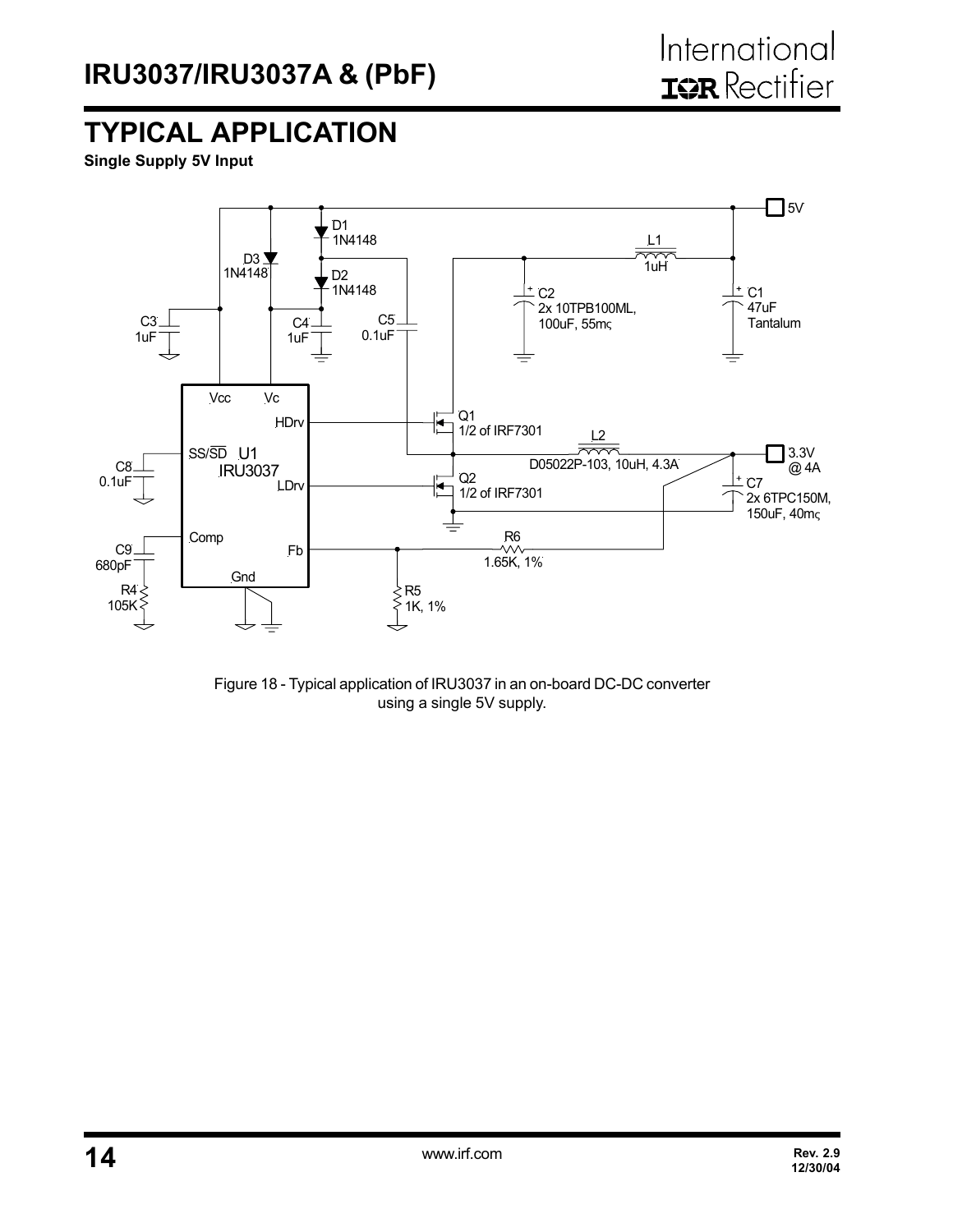# TYPICAL APPLICATION

**Single Supply 5V Input**

Figure 18 - Typical application of IRU3037 in an on-board DC-DC converter using a single 5V supply.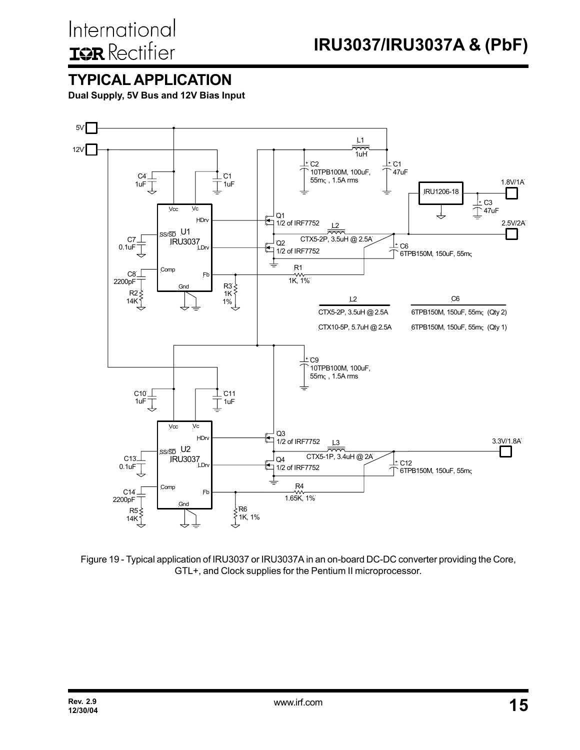## TYPICAL APPLICATION

**Dual Supply, 5V Bus and 12V Bias Input**

| L2 | C6 |
|---|---|
| CTX5-2P, 3.5uH @ 2.5A | 6TPB150M, 150uF, 55mΩ (Qty 2) |
| CTX10-5P, 5.7uH @ 2.5A | 6TPB150M, 150uF, 55mΩ (Qty 1) |

Figure 19 - Typical application of IRU3037 or IRU3037A in an on-board DC-DC converter providing the Core, GTL+, and Clock supplies for the Pentium II microprocessor.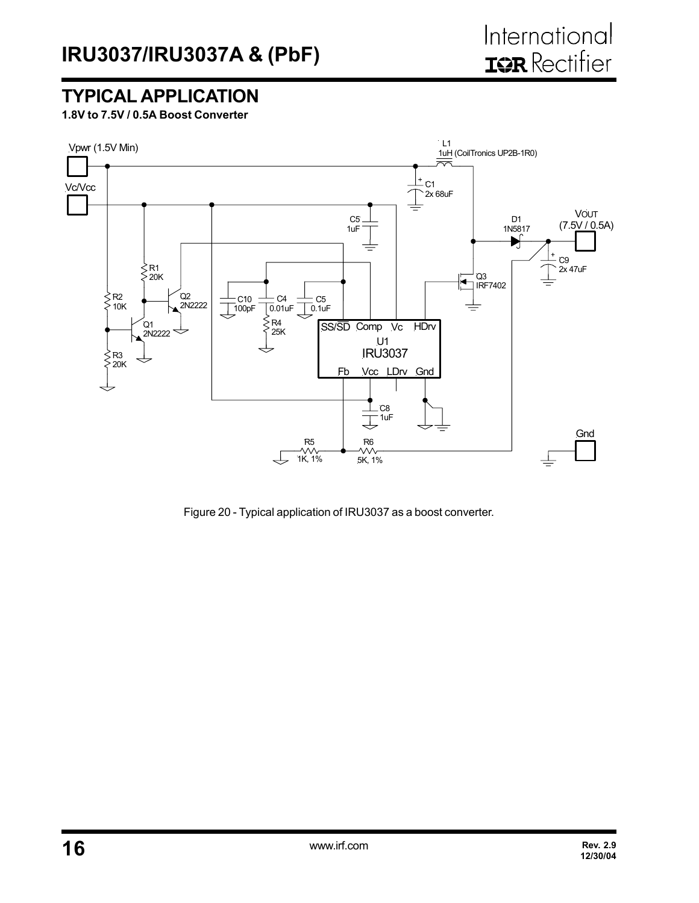## TYPICAL APPLICATION

**1.8V to 7.5V / 0.5A Boost Converter**

Figure 20 - Typical application of IRU3037 as a boost converter.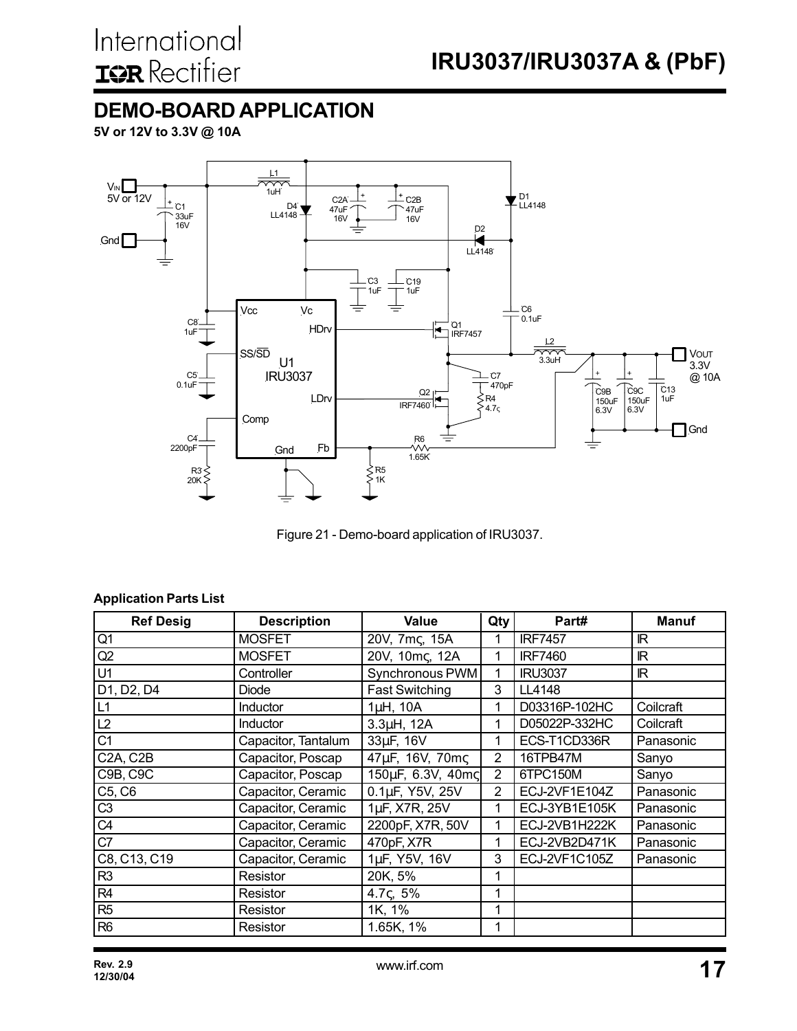## DEMO-BOARD APPLICATION

**5V or 12V to 3.3V @ 10A**

Figure 21 - Demo-board application of IRU3037.

**Application Parts List**

| Ref Desig | Description | Value | Qty | Part# | Manuf |
|---|---|---|---|---|---|
| Q1 | MOSFET | 20V, 7mΩ, 15A | 1 | IRF7457 | IR |
| Q2 | MOSFET | 20V, 10mΩ, 12A | 1 | IRF7460 | IR |
| U1 | Controller | Synchronous PWM | 1 | IRU3037 | IR |
| D1, D2, D4 | Diode | Fast Switching | 3 | LL4148 | |
| L1 | Inductor | 1µH, 10A | 1 | D03316P-102HC | Coilcraft |
| L2 | Inductor | 3.3µH, 12A | 1 | D05022P-332HC | Coilcraft |
| C1 | Capacitor, Tantalum | 33µF, 16V | 1 | ECS-T1CD336R | Panasonic |
| C2A, C2B | Capacitor, Poscap | 47µF, 16V, 70mΩ | 2 | 16TPB47M | Sanyo |
| C9B, C9C | Capacitor, Poscap | 150µF, 6.3V, 40mΩ | 2 | 6TPC150M | Sanyo |
| C5, C6 | Capacitor, Ceramic | 0.1µF, Y5V, 25V | 2 | ECJ-2VF1E104Z | Panasonic |
| C3 | Capacitor, Ceramic | 1µF, X7R, 25V | 1 | ECJ-3YB1E105K | Panasonic |
| C4 | Capacitor, Ceramic | 2200pF, X7R, 50V | 1 | ECJ-2VB1H222K | Panasonic |
| C7 | Capacitor, Ceramic | 470pF, X7R | 1 | ECJ-2VB2D471K | Panasonic |
| C8, C13, C19 | Capacitor, Ceramic | 1µF, Y5V, 16V | 3 | ECJ-2VF1C105Z | Panasonic |
| R3 | Resistor | 20K, 5% | 1 | | |
| R4 | Resistor | 4.7Ω, 5% | 1 | | |
| R5 | Resistor | 1K, 1% | 1 | | |
| R6 | Resistor | 1.65K, 1% | 1 | | |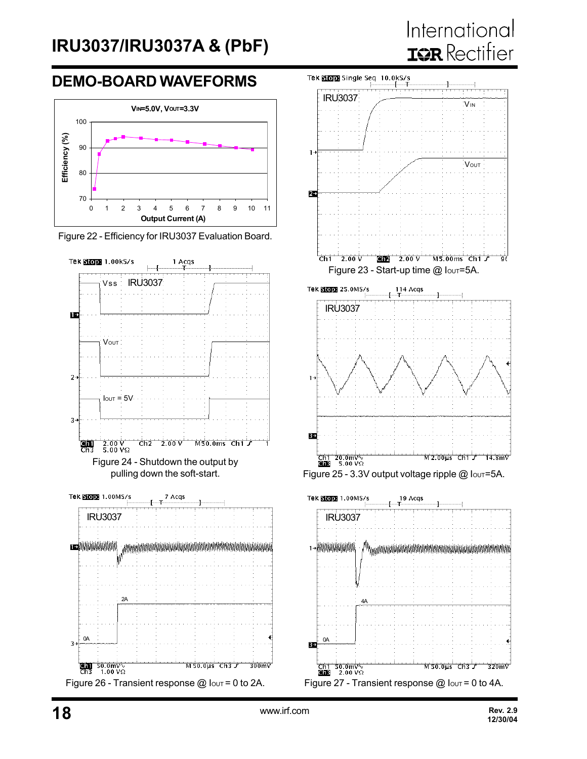## DEMO-BOARD WAVEFORMS

Figure 22 - Efficiency for IRU3037 Evaluation Board.

Figure 23 - Start-up time @ $I_{OUT}$=5A.

Figure 24 - Shutdown the output by pulling down the soft-start.

Figure 25 - 3.3V output voltage ripple @ $I_{OUT}$=5A.

Figure 26 - Transient response @ $I_{OUT}$ = 0 to 2A.

Figure 27 - Transient response @ $I_{OUT}$ = 0 to 4A.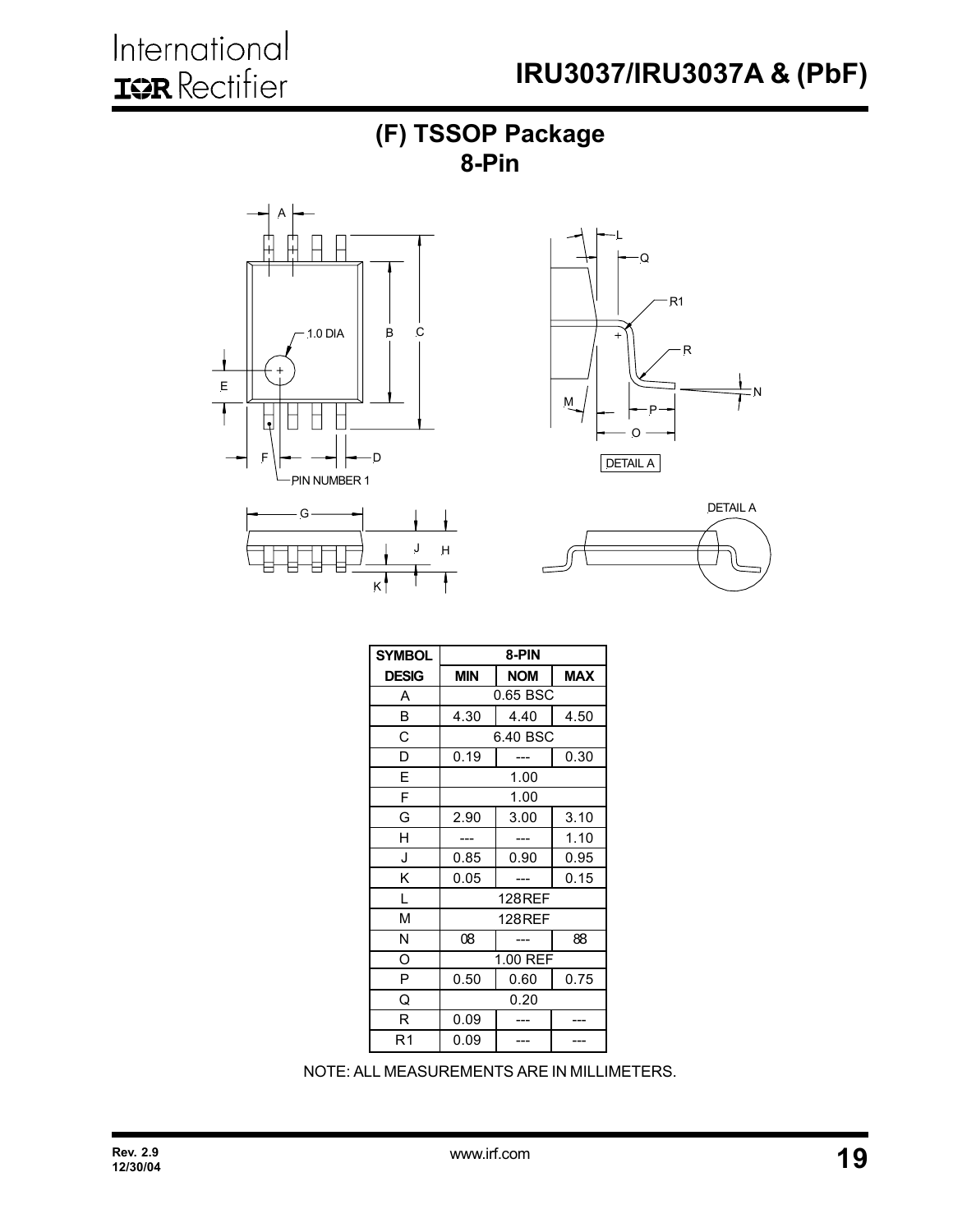## (F) TSSOP Package
## 8-Pin

| SYMBOL DESIG | 8-PIN | | |
|---|---|---|---|
| | MIN | NOM | MAX |
| A | 0.65 BSC | | |
| B | 4.30 | 4.40 | 4.50 |
| C | 6.40 BSC | | |
| D | 0.19 | --- | 0.30 |
| E | 1.00 | | |
| F | 1.00 | | |
| G | 2.90 | 3.00 | 3.10 |
| H | --- | --- | 1.10 |
| J | 0.85 | 0.90 | 0.95 |
| K | 0.05 | --- | 0.15 |
| L | 128REF | | |
| M | 128REF | | |
| N | 08 | --- | 88 |
| O | 1.00 REF | | |
| P | 0.50 | 0.60 | 0.75 |
| Q | 0.20 | | |
| R | 0.09 | --- | --- |
| R1 | 0.09 | --- | --- |

NOTE: ALL MEASUREMENTS ARE IN MILLIMETERS.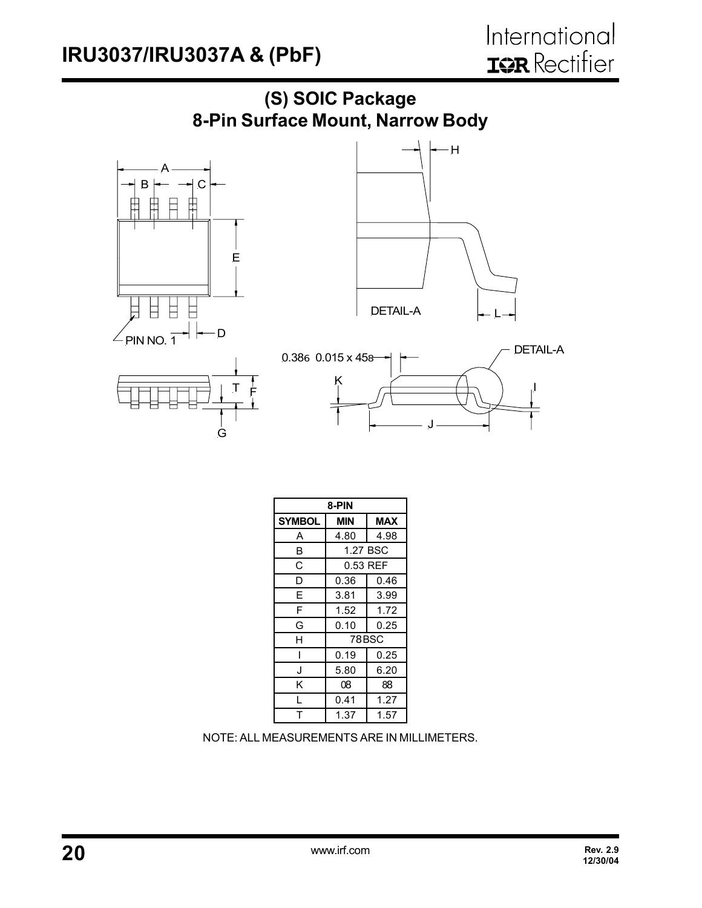## (S) SOIC Package
## 8-Pin Surface Mount, Narrow Body

| 8-PIN | | |
|---|---|---|
| SYMBOL | MIN | MAX |
| A | 4.80 | 4.98 |
| B | 1.27 BSC | |
| C | 0.53 REF | |
| D | 0.36 | 0.46 |
| E | 3.81 | 3.99 |
| F | 1.52 | 1.72 |
| G | 0.10 | 0.25 |
| H | 78BSC | |
| I | 0.19 | 0.25 |
| J | 5.80 | 6.20 |
| K | 08 | 88 |
| L | 0.41 | 1.27 |
| T | 1.37 | 1.57 |

NOTE: ALL MEASUREMENTS ARE IN MILLIMETERS.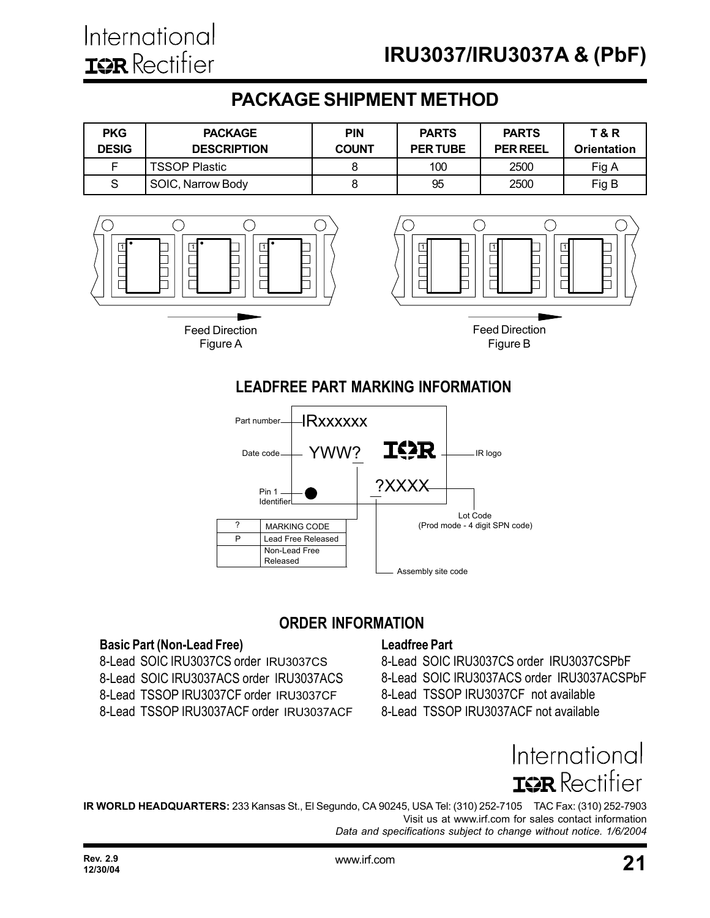## PACKAGE SHIPMENT METHOD

| PKG DESIG | PACKAGE DESCRIPTION | PIN COUNT | PARTS PER TUBE | PARTS PER REEL | T & R Orientation |
|---|---|---|---|---|---|
| F | TSSOP Plastic | 8 | 100 | 2500 | Fig A |
| S | SOIC, Narrow Body | 8 | 95 | 2500 | Fig B |

Feed Direction
Figure A

Feed Direction
Figure B

## LEADFREE PART MARKING INFORMATION

Part number
IRxxxxxx
Date code
YWW?
IR logo
Pin 1 Identifier
?XXXX
Lot Code
(Prod mode - 4 digit SPN code)
Assembly site code

| ? | MARKING CODE |
|---|---|
| P | Lead Free Released |
| | Non-Lead Free Released |

## ORDER INFORMATION

**Basic Part (Non-Lead Free)**

8-Lead SOIC IRU3037CS order IRU3037CS
8-Lead SOIC IRU3037ACS order IRU3037ACS
8-Lead TSSOP IRU3037CF order IRU3037CF
8-Lead TSSOP IRU3037ACF order IRU3037ACF

**Leadfree Part**

8-Lead SOIC IRU3037CS order IRU3037CSPbF
8-Lead SOIC IRU3037ACS order IRU3037ACSPbF
8-Lead TSSOP IRU3037CF not available
8-Lead TSSOP IRU3037ACF not available

International IOR Rectifier

**IR WORLD HEADQUARTERS:** 233 Kansas St., El Segundo, CA 90245, USA Tel: (310) 252-7105 TAC Fax: (310) 252-7903
Visit us at www.irf.com for sales contact information
*Data and specifications subject to change without notice. 1/6/2004*

Rev. 2.9
12/30/04